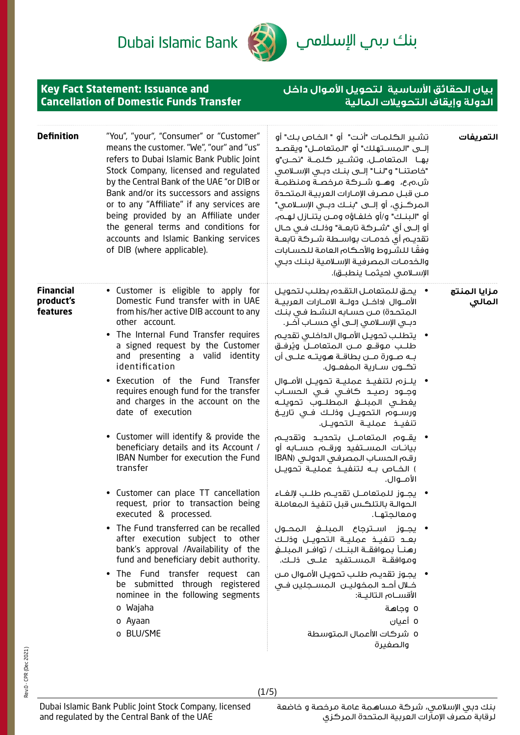Dubai Islamic Bank — بنك دبي الإسلامي

## Key Fact Statement: Issuance and Cancellation of Domestic Funds Transfer

## بيان الحقائق الأساسية لتحويل الأموال داخل الدولة وإيقاف التحويلات المالية

| | | | |
|---|---|---|---|
| **Definition** | "You", "your", "Consumer" or "Customer" means the customer. "We", "our" and "us" refers to Dubai Islamic Bank Public Joint Stock Company, licensed and regulated by the Central Bank of the UAE "or DIB or Bank and/or its successors and assigns or to any "Affiliate" if any services are being provided by an Affiliate under the general terms and conditions for accounts and Islamic Banking services of DIB (where applicable). | تشير الكلمات "أنت" أو " الخاص بك" أو إلى "المستهلك" أو "المتعامل" ويقصد بها المتعامل. وتشير كلمة "نحن"و "خاصتنا" و"لنا" إلى بنك دبي الإسلامي ش.م.ع، وهو شركة مرخصة ومنظمة من قبل مصرف الإمارات العربية المتحدة المركزي، أو إلى "بنك دبي الإسلامي" أو "البنك" و/أو خلفاؤه ومن يتنازل لهم، أو إلى أي "شركة تابعة" وذلك في حال تقديم أي خدمات بواسطة شركة تابعة وفقًا للشروط والأحكام العامة للحسابات والخدمات المصرفية الإسلامية لبنك دبي الإسلامي (حيثما ينطبق). | **التعريفات** |
| **Financial product's features** | • Customer is eligible to apply for Domestic Fund transfer with in UAE from his/her active DIB account to any other account.<br>• The Internal Fund Transfer requires a signed request by the Customer and presenting a valid identity identification<br>• Execution of the Fund Transfer requires enough fund for the transfer and charges in the account on the date of execution<br>• Customer will identify & provide the beneficiary details and its Account / IBAN Number for execution the Fund transfer<br>• Customer can place TT cancellation request, prior to transaction being executed & processed.<br>• The Fund transferred can be recalled after execution subject to other bank's approval /Availability of the fund and beneficiary debit authority.<br>• The Fund transfer request can be submitted through registered nominee in the following segments<br>o Wajaha<br>o Ayaan<br>o BLU/SME | • يحق للمتعامل التقدم بطلب لتحويل الأموال (داخل دولة الامارات العربية المتحدة) من حسابه النشط في بنك دبي الإسلامي إلى أي حساب آخر.<br>• يتطلب تحويل الأموال الداخلي تقديم طلب موقع من المتعامل ويُرفق به صورة من بطاقة هويته على أن تكون سارية المفعول.<br>• يلزم لتنفيذ عملية تحويل الأموال وجود رصيد كافي في الحساب يغطي المبلغ المطلوب تحويله ورسوم التحويل وذلك في تاريخ تنفيذ عملية التحويل.<br>• يقوم المتعامل بتحديد وتقديم بيانات المستفيد ورقم حسابه أو رقم الحساب المصرفي الدولي (IBAN ) الخاص به لتنفيذ عملية تحويل الأموال.<br>• يجوز للمتعامل تقديم طلب لإلغاء الحوالة بالتلكس قبل تنفيذ المعاملة ومعالجتها.<br>• يجوز استرجاع المبلغ المحول بعد تنفيذ عملية التحويل وذلك رهنا بموافقة البنك / توافر المبلغ وموافقة المستفيد على ذلك.<br>• يجوز تقديم طلب تحويل الأموال من خلال أحد المخولين المسجلين في الأقسام التالية:<br>o وجاهة<br>o أعيان<br>o شركات الأعمال المتوسطة والصغيرة | **مزايا المنتج المالي** |

Dubai Islamic Bank Public Joint Stock Company, licensed and regulated by the Central Bank of the UAE

بنك دبي الإسلامي، شركة مساهمة عامة مرخصة و خاضعة لرقابة مصرف الإمارات العربية المتحدة المركزي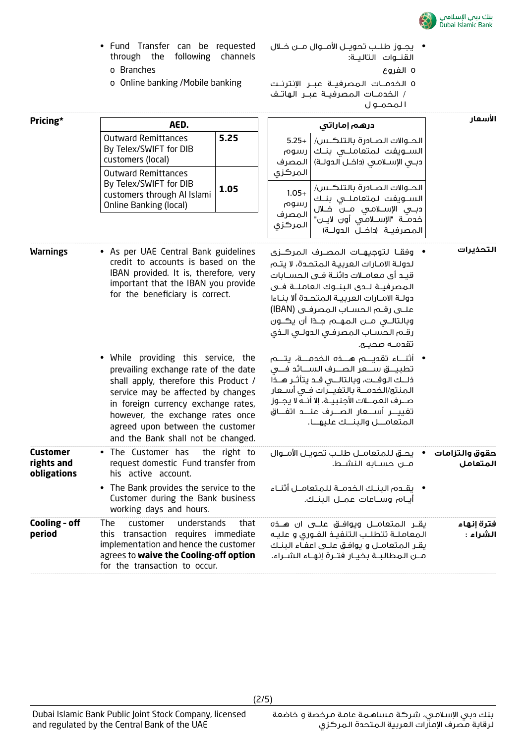| | English | Arabic | |
|---|---|---|---|
| | • Fund Transfer can be requested through the following channels<br>o Branches<br>o Online banking /Mobile banking | • يجوز طلب تحويل الأموال من خلال القنوات التالية:<br>o الفروع<br>o الخدمات المصرفية عبر الإنترنت / الخدمات المصرفية عبر الهاتف المحمول | |
| **Pricing*** | see table below | انظر الجدول أدناه | **الأسعار** |
| **Warnings** | • As per UAE Central Bank guidelines credit to accounts is based on the IBAN provided. It is, therefore, very important that the IBAN you provide for the beneficiary is correct.<br>• While providing this service, the prevailing exchange rate of the date shall apply, therefore this Product / service may be affected by changes in foreign currency exchange rates, however, the exchange rates once agreed upon between the customer and the Bank shall not be changed. | • وفقا لتوجيهات المصرف المركزى لدولة الامارات العربية المتحدة، لا يتم قيد أى معاملات دائنة فى الحسابات المصرفية لدى البنوك العاملة فى دولة الامارات العربية المتحدة ألا بناءا على رقم الحساب المصرفى (IBAN) وبالتالي من المهم جدًا أن يكون رقم الحساب المصرفي الدولي الذي تقدمه صحيح.<br>• أثناء تقديم هذه الخدمة، يتم تطبيق سعر الصرف السائد في ذلك الوقت، وبالتالي قد يتأثر هذا المنتج/الخدمة بالتغيرات في أسعار صرف العملات الأجنبية، إلا أنه لا يجوز تغيير أسعار الصرف عند اتفاق المتعامل والبنك عليها. | **التحذيرات** |
| **Customer rights and obligations** | • The Customer has the right to request domestic Fund transfer from his active account.<br>• The Bank provides the service to the Customer during the Bank business working days and hours. | • يحق للمتعامل طلب تحويل الأموال من حسابه النشط.<br>• يقدم البنك الخدمة للمتعامل أثناء أيام وساعات عمل البنك. | **حقوق والتزامات المتعامل** |
| **Cooling - off period** | The customer understands that this transaction requires immediate implementation and hence the customer agrees to **waive the Cooling-off option** for the transaction to occur. | يقر المتعامل ويوافق على ان هذه المعاملة تتطلب التنفيذ الفوري و عليه يقر المتعامل و يوافق على اعفاء البنك من المطالبة بخيار فترة إنهاء الشراء. | **فترة إنهاء الشراء :** |

**Pricing* / الأسعار**

| AED. | |
|---|---|
| Outward Remittances By Telex/SWIFT for DIB customers (local) | **5.25** |
| Outward Remittances By Telex/SWIFT for DIB customers through Al Islami Online Banking (local) | **1.05** |

| درهم إماراتي | |
|---|---|
| الحوالات الصادرة بالتلكس/ السويفت لمتعاملي بنك دبي الإسلامي (داخل الدولة) | 5.25+ رسوم المصرف المركزي |
| الحوالات الصادرة بالتلكس/ السويفت لمتعاملي بنك دبي الإسلامي من خلال خدمة "الإسلامي أون لاين" المصرفية (داخل الدولة) | 1.05+ رسوم المصرف المركزي |

Dubai Islamic Bank Public Joint Stock Company, licensed and regulated by the Central Bank of the UAE

بنك دبي الإسلامي، شركة مساهمة عامة مرخصة و خاضعة لرقابة مصرف الإمارات العربية المتحدة المركزي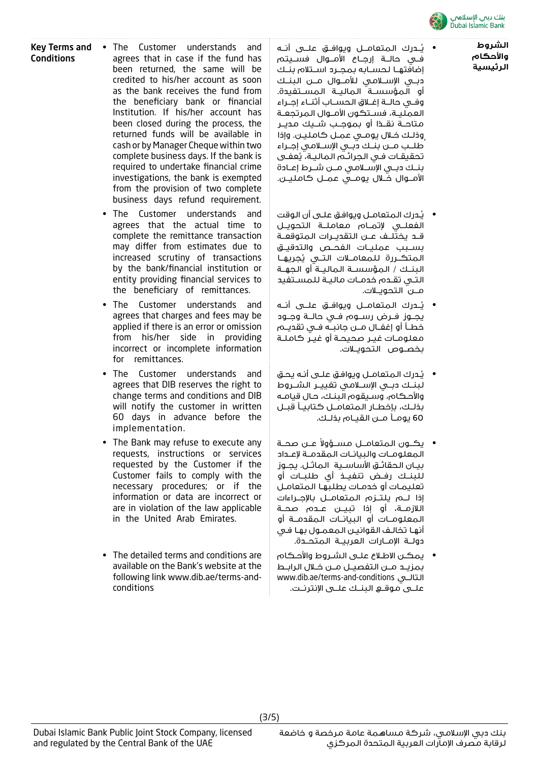**Key Terms and Conditions**

- The Customer understands and agrees that in case if the fund has been returned, the same will be credited to his/her account as soon as the bank receives the fund from the beneficiary bank or financial Institution. If his/her account has been closed during the process, the returned funds will be available in cash or by Manager Cheque within two complete business days. If the bank is required to undertake financial crime investigations, the bank is exempted from the provision of two complete business days refund requirement.
- The Customer understands and agrees that the actual time to complete the remittance transaction may differ from estimates due to increased scrutiny of transactions by the bank/financial institution or entity providing financial services to the beneficiary of remittances.
- The Customer understands and agrees that charges and fees may be applied if there is an error or omission from his/her side in providing incorrect or incomplete information for remittances.
- The Customer understands and agrees that DIB reserves the right to change terms and conditions and DIB will notify the customer in written 60 days in advance before the implementation.
- The Bank may refuse to execute any requests, instructions or services requested by the Customer if the Customer fails to comply with the necessary procedures; or if the information or data are incorrect or are in violation of the law applicable in the United Arab Emirates.
- The detailed terms and conditions are available on the Bank's website at the following link www.dib.ae/terms-and-conditions

**الشروط والأحكام الرئيسية**

- يُدرك المتعامل ويوافق على أنه في حالة إرجاع الأموال فسيتم إضافتها لحسابه بمجرد استلام بنك دبي الإسلامي للأموال من البنك أو المؤسسة المالية المستفيدة. وفي حالة إغلاق الحساب أثناء إجراء العملية، فستكون الأموال المرتجعة متاحة نقدًا أو بموجب شيك مدير وذلك خلال يومي عمل كاملين. وإذا طلب من بنك دبي الإسلامي إجراء تحقيقات في الجرائم المالية، يُعفى بنك دبي الإسلامي من شرط إعادة الأموال خلال يومي عمل كاملين.
- يُدرك المتعامل ويوافق على أن الوقت الفعلي لإتمام معاملة التحويل قد يختلف عن التقديرات المتوقعة بسبب عمليات الفحص والتدقيق المتكررة للمعاملات التي يُجريها البنك / المؤسسة المالية أو الجهة التي تقدم خدمات مالية للمستفيد من التحويلات.
- يُدرك المتعامل ويوافق على أنه يجوز فرض رسوم في حالة وجود خطأ أو إغفال من جانبه في تقديم معلومات غير صحيحة أو غير كاملة بخصوص التحويلات.
- يُدرك المتعامل ويوافق على أنه يحق لبنك دبي الإسلامي تغيير الشروط والأحكام، وسيقوم البنك، حال قيامه بذلك، بإخطار المتعامل كتابياً قبل 60 يوماً من القيام بذلك.
- يكون المتعامل مسؤولاً عن صحة المعلومات والبيانات المقدمة لإعداد بيان الحقائق الأساسية الماثل. يجوز للبنك رفض تنفيذ أي طلبات أو تعليمات أو خدمات يطلبها المتعامل إذا لم يلتزم المتعامل بالإجراءات اللازمة، أو إذا تبين عدم صحة المعلومات أو البيانات المقدمة أو أنها تخالف القوانين المعمول بها في دولة الإمارات العربية المتحدة.
- يمكن الاطلاع على الشروط والأحكام بمزيد من التفصيل من خلال الرابط التالي www.dib.ae/terms-and-conditions على موقع البنك على الإنترنت.

Dubai Islamic Bank Public Joint Stock Company, licensed and regulated by the Central Bank of the UAE

بنك دبي الإسلامي، شركة مساهمة عامة مرخصة و خاضعة لرقابة مصرف الإمارات العربية المتحدة المركزي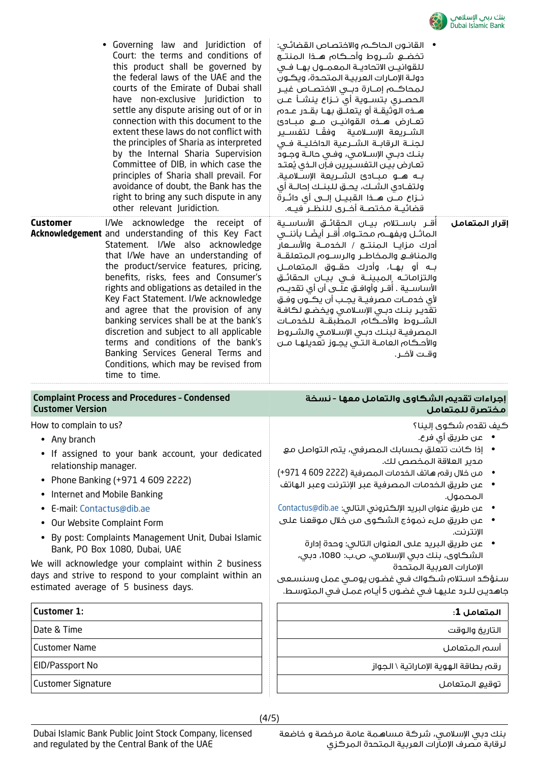- Governing law and Juridiction of Court: the terms and conditions of this product shall be governed by the federal laws of the UAE and the courts of the Emirate of Dubai shall have non-exclusive Juridiction to settle any dispute arising out of or in connection with this document to the extent these laws do not conflict with the principles of Sharia as interpreted by the Internal Sharia Supervision Committee of DIB, in which case the principles of Sharia shall prevail. For avoidance of doubt, the Bank has the right to bring any such dispute in any other relevant Juridiction.

- القانـون الحاكـم والاختصاص القضائي: تخضـع شـروط وأحـكام هـذا المنتج للقوانيـن الاتحاديـة المعمـول بهـا فـي دولـة الإمارات العربيـة المتحـدة، ويكـون لمحاكـم إمـارة دبـي الاختصـاص غيـر الحصـري بتسـوية أي نـزاع ينشـأ عـن هـذه الوثيقـة أو يتعلـق بهـا بقـدر عـدم تعـارض هـذه القوانيـن مـع مبـادئ الشـريعة الإسـلامية وفقـاً لتفسـير لجنـة الرقابـة الشـرعية الداخليـة فـي بنـك دبـي الإسـلامي، وفـي حالـة وجـود تعارض بيـن التفسـيرين فإن الـذي يُعتـد بـه هـو مبـادئ الشـريعة الإسـلامية. ولتفـادي الشـك، يحـق للبنـك إحالـة أي نـزاع مـن هـذا القبيـل إلـى أي دائـرة قضائيـة مختصـة أخـرى للنظـر فيـه.

**Customer Acknowledgement** I/We acknowledge the receipt of and understanding of this Key Fact Statement. I/We also acknowledge that I/We have an understanding of the product/service features, pricing, benefits, risks, fees and Consumer's rights and obligations as detailed in the Key Fact Statement. I/We acknowledge and agree that the provision of any banking services shall be at the bank's discretion and subject to all applicable terms and conditions of the bank's Banking Services General Terms and Conditions, which may be revised from time to time.

**إقرار المتعامل** أقـر باسـتلام بيـان الحقائـق الأساسـية الماثـل وبفهـم محتـواه. أقـر أيضـا بأننـي أدرك مزايـا المنتـج / الخدمـة والأسـعار والمنافـع والمخاطـر والرسـوم المتعلقـة بـه أو بهـا، وأدرك حقـوق المتعامـل والتزاماتـه المبينـة فـي بيـان الحقائـق الأساسـية . أقـر وأوافـق علـى أن تقديـم لأي خدمـات مصرفيـة يجـب أن يكـون وفـق تقديـر بنـك دبـي الإسـلامي ويخضـع لكافـة الشـروط والأحـكام المطبقـة للخدمـات المصرفيـة لبنـك دبـي الإسـلامي والشـروط والأحـكام العامـة التـي يجـوز تعديلهـا مـن وقـت لآخـر.

## Complaint Process and Procedures - Condensed Customer Version

How to complain to us?

- Any branch
- If assigned to your bank account, your dedicated relationship manager.
- Phone Banking (+971 4 609 2222)
- Internet and Mobile Banking
- E-mail: Contactus@dib.ae
- Our Website Complaint Form
- By post: Complaints Management Unit, Dubai Islamic Bank, PO Box 1080, Dubai, UAE

We will acknowledge your complaint within 2 business days and strive to respond to your complaint within an estimated average of 5 business days.

## إجراءات تقديم الشكاوى والتعامل معها - نسخة مختصرة للمتعامل

كيف تقدم شكوى إلينا؟

- عن طريق أي فرع.
- إذا كانت تتعلق بحسابك المصرفي، يتم التواصل مع مدير العلاقة المخصص لك.
- من خلال رقم هاتف الخدمات المصرفية (2222 609 4 971+)
- عن طريق الخدمات المصرفية عبر الإنترنت وعبر الهاتف المحمول.
- عن طريق عنوان البريد الإلكتروني التالي: Contactus@dib.ae
- عن طريق ملء نموذج الشكوى من خلال موقعنا على الإنترنت.
- عن طريق البريد على العنوان التالي: وحدة إدارة الشكاوى، بنك دبي الإسلامي، ص.ب: 1080، دبي، الإمارات العربية المتحدة

سـنؤكد اسـتلام شـكواك فـي غضـون يومـي عمـل وسنسـعى جاهديـن للـرد عليهـا فـي غضـون 5 أيـام عمـل فـي المتوسـط.

| Customer 1: | :المتعامل 1 |
|---|---|
| Date & Time | التاريخ والوقت |
| Customer Name | أسم المتعامل |
| EID/Passport No | رقم بطاقة الهوية الإماراتية \ الجواز |
| Customer Signature | توقيع المتعامل |

Dubai Islamic Bank Public Joint Stock Company, licensed and regulated by the Central Bank of the UAE

بنك دبي الإسلامي، شركة مساهمة عامة مرخصة و خاضعة لرقابة مصرف الإمارات العربية المتحدة المركزي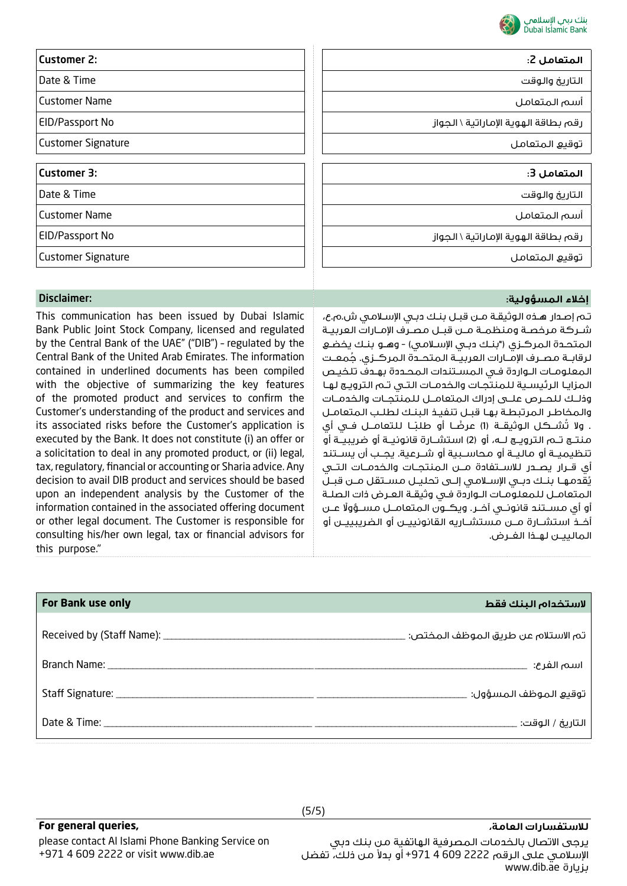| Customer 2: | المتعامل 2: |
|---|---|
| Date & Time | التاريخ والوقت |
| Customer Name | أسم المتعامل |
| EID/Passport No | رقم بطاقة الهوية الإماراتية \ الجواز |
| Customer Signature | توقيع المتعامل |

| Customer 3: | المتعامل 3: |
|---|---|
| Date & Time | التاريخ والوقت |
| Customer Name | أسم المتعامل |
| EID/Passport No | رقم بطاقة الهوية الإماراتية \ الجواز |
| Customer Signature | توقيع المتعامل |

**Disclaimer:**

This communication has been issued by Dubai Islamic Bank Public Joint Stock Company, licensed and regulated by the Central Bank of the UAE" ("DIB") - regulated by the Central Bank of the United Arab Emirates. The information contained in underlined documents has been compiled with the objective of summarizing the key features of the promoted product and services to confirm the Customer's understanding of the product and services and its associated risks before the Customer's application is executed by the Bank. It does not constitute (i) an offer or a solicitation to deal in any promoted product, or (ii) legal, tax, regulatory, financial or accounting or Sharia advice. Any decision to avail DIB product and services should be based upon an independent analysis by the Customer of the information contained in the associated offering document or other legal document. The Customer is responsible for consulting his/her own legal, tax or financial advisors for this purpose."

**إخلاء المسؤولية:**

تم إصدار هذه الوثيقة من قبل بنك دبي الإسلامي ش.م.ع، شركة مرخصة ومنظمة من قبل مصرف الإمارات العربية المتحدة المركزي ("بنك دبي الإسلامي") - وهو بنك يخضع لرقابة مصرف الإمارات العربية المتحدة المركزي. جُمعت المعلومات الواردة في المستندات المحددة بهدف تلخيص المزايا الرئيسية للمنتجات والخدمات التي تم الترويج لها وذلك للحرص على إدراك المتعامل للمنتجات والخدمات والمخاطر المرتبطة بها قبل تنفيذ البنك لطلب المتعامل. ولا تُشكل الوثيقة (1) عرضًا أو طلبًا للتعامل في أي منتج تم الترويج له، أو (2) استشارة قانونية أو ضريبية أو تنظيمية أو مالية أو محاسبية أو شرعية. يجب أن يستند أي قرار يصدر للاستفادة من المنتجات والخدمات التي يُقدمها بنك دبي الإسلامي إلى تحليل مستقل من قبل المتعامل للمعلومات الواردة في وثيقة العرض ذات الصلة أو أي مستند قانوني آخر. ويكون المتعامل مسؤولًا عن أخذ استشارة من مستشاريه القانونيين أو الضريبيين أو الماليين لهذا الغرض.

**For Bank use only** / **لاستخدام البنك فقط**

Received by (Staff Name): ______________________ :تم الاستلام عن طريق الموظف المختص

Branch Name: ______________________ :اسم الفرع

Staff Signature: ______________________ :توقيع الموظف المسؤول

Date & Time: ______________________ :التاريخ / الوقت

**For general queries,**

please contact Al Islami Phone Banking Service on +971 4 609 2222 or visit www.dib.ae

**للاستفسارات العامة،**

يرجى الاتصال بالخدمات المصرفية الهاتفية من بنك دبي الإسلامي على الرقم 2222 609 4 971+ أو بدلاً من ذلك، تفضل بزيارة www.dib.ae